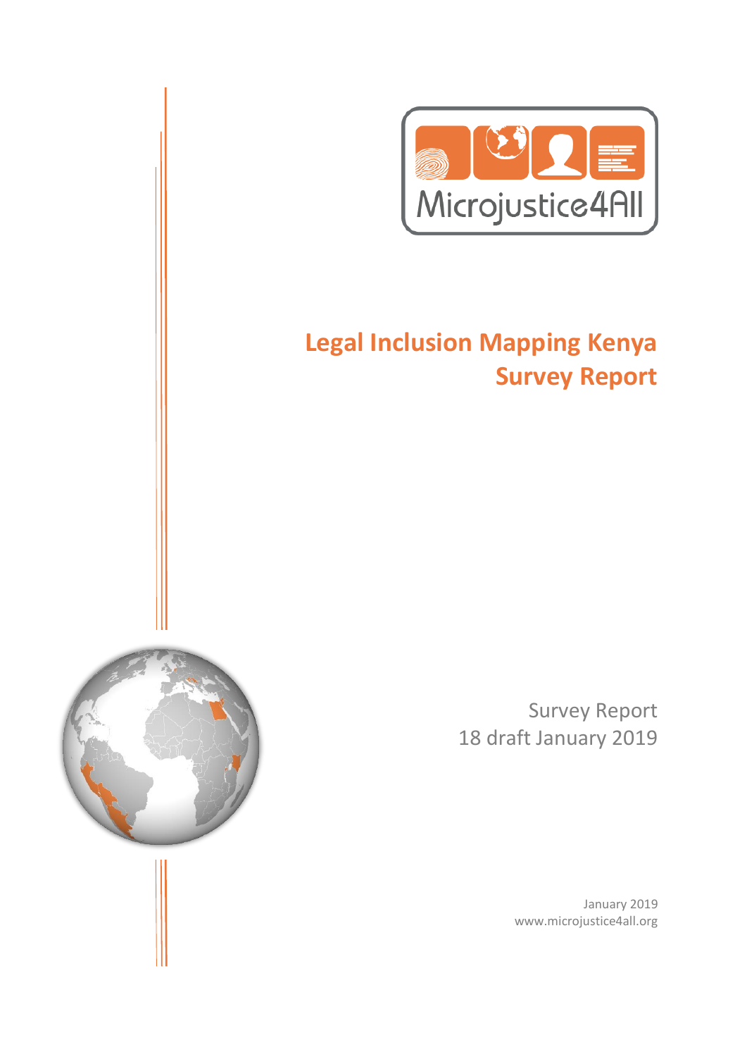Microjustice4All

# Legal Inclusion Mapping Kenya Survey Report

Survey Report
18 draft January 2019

January 2019
www.microjustice4all.org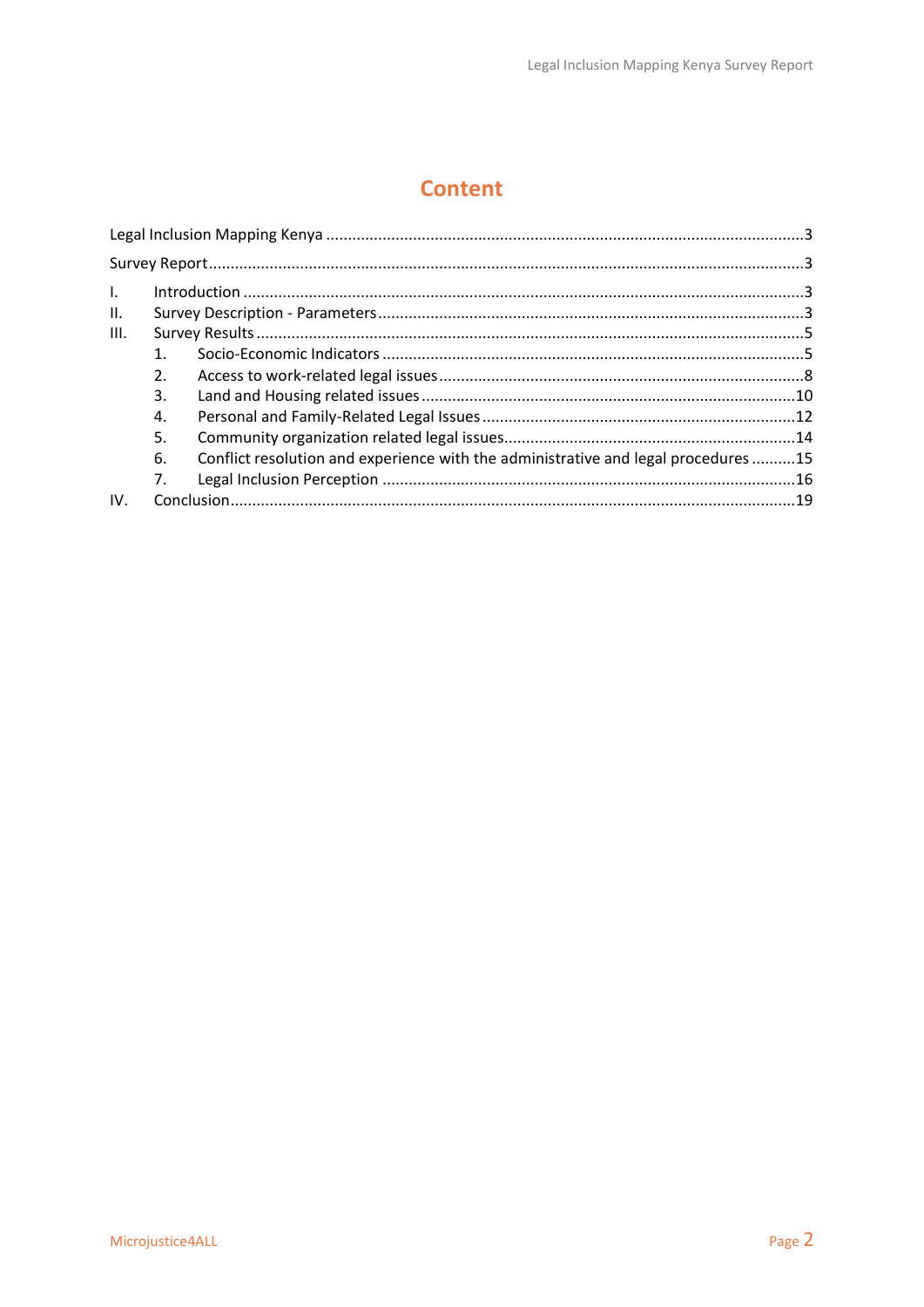# Content

Legal Inclusion Mapping Kenya ....................................................................................................3

Survey Report ...............................................................................................................................3

I. Introduction ...............................................................................................................................3

II. Survey Description - Parameters ..............................................................................................3

III. Survey Results ..........................................................................................................................5

1. Socio-Economic Indicators ......................................................................................................5
2. Access to work-related legal issues .........................................................................................8
3. Land and Housing related issues ...........................................................................................10
4. Personal and Family-Related Legal Issues ..............................................................................12
5. Community organization related legal issues ........................................................................14
6. Conflict resolution and experience with the administrative and legal procedures ..........15
7. Legal Inclusion Perception ....................................................................................................16

IV. Conclusion ..............................................................................................................................19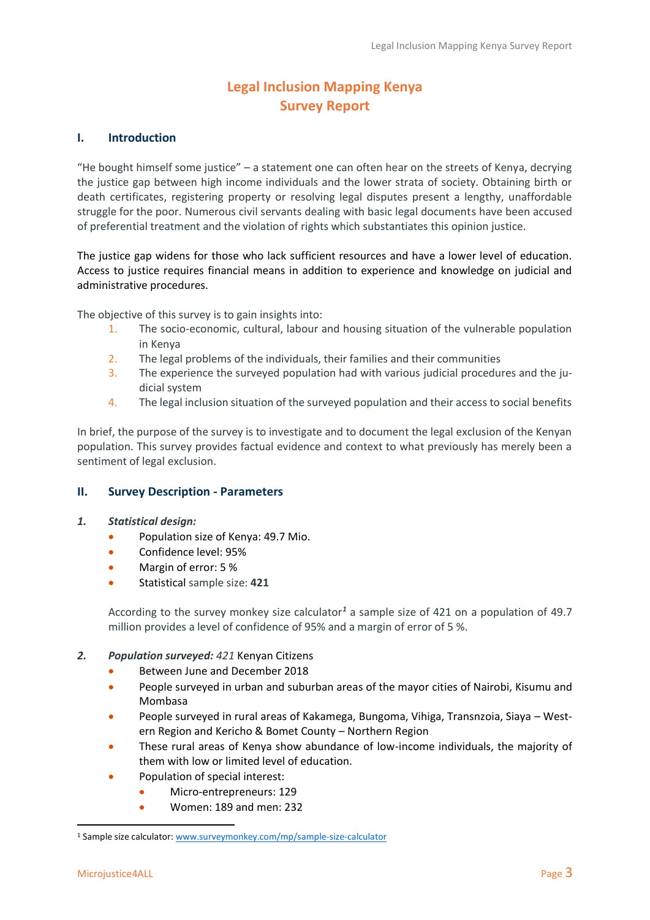# Legal Inclusion Mapping Kenya
# Survey Report

## I. Introduction

"He bought himself some justice" – a statement one can often hear on the streets of Kenya, decrying the justice gap between high income individuals and the lower strata of society. Obtaining birth or death certificates, registering property or resolving legal disputes present a lengthy, unaffordable struggle for the poor. Numerous civil servants dealing with basic legal documents have been accused of preferential treatment and the violation of rights which substantiates this opinion justice.

The justice gap widens for those who lack sufficient resources and have a lower level of education. Access to justice requires financial means in addition to experience and knowledge on judicial and administrative procedures.

The objective of this survey is to gain insights into:

1. The socio-economic, cultural, labour and housing situation of the vulnerable population in Kenya
2. The legal problems of the individuals, their families and their communities
3. The experience the surveyed population had with various judicial procedures and the judicial system
4. The legal inclusion situation of the surveyed population and their access to social benefits

In brief, the purpose of the survey is to investigate and to document the legal exclusion of the Kenyan population. This survey provides factual evidence and context to what previously has merely been a sentiment of legal exclusion.

## II. Survey Description - Parameters

### 1. *Statistical design:*

- Population size of Kenya: 49.7 Mio.
- Confidence level: 95%
- Margin of error: 5 %
- Statistical sample size: **421**

According to the survey monkey size calculator[1] a sample size of 421 on a population of 49.7 million provides a level of confidence of 95% and a margin of error of 5 %.

### 2. *Population surveyed: 421* Kenyan Citizens

- Between June and December 2018
- People surveyed in urban and suburban areas of the mayor cities of Nairobi, Kisumu and Mombasa
- People surveyed in rural areas of Kakamega, Bungoma, Vihiga, Transnzoia, Siaya – Western Region and Kericho & Bomet County – Northern Region
- These rural areas of Kenya show abundance of low-income individuals, the majority of them with low or limited level of education.
- Population of special interest:
  - Micro-entrepreneurs: 129
  - Women: 189 and men: 232

---

[1] Sample size calculator: www.surveymonkey.com/mp/sample-size-calculator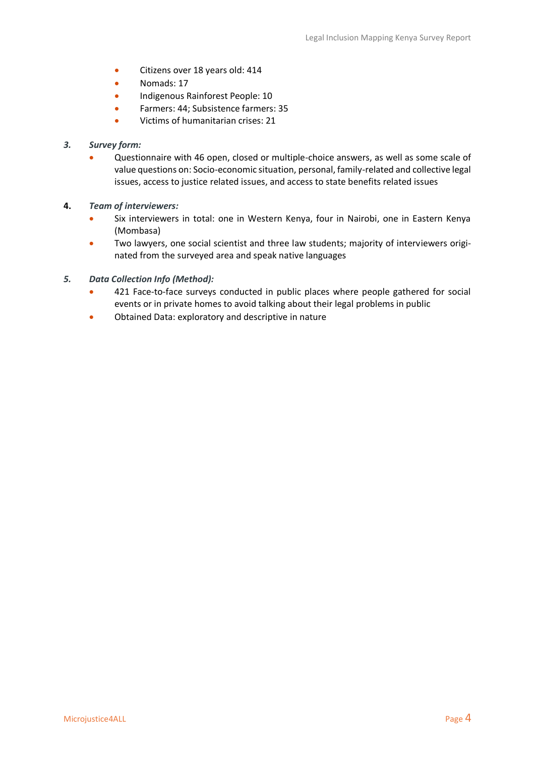- Citizens over 18 years old: 414
- Nomads: 17
- Indigenous Rainforest People: 10
- Farmers: 44; Subsistence farmers: 35
- Victims of humanitarian crises: 21

3. ***Survey form:***
   - Questionnaire with 46 open, closed or multiple-choice answers, as well as some scale of value questions on: Socio-economic situation, personal, family-related and collective legal issues, access to justice related issues, and access to state benefits related issues

4. ***Team of interviewers:***
   - Six interviewers in total: one in Western Kenya, four in Nairobi, one in Eastern Kenya (Mombasa)
   - Two lawyers, one social scientist and three law students; majority of interviewers originated from the surveyed area and speak native languages

5. ***Data Collection Info (Method):***
   - 421 Face-to-face surveys conducted in public places where people gathered for social events or in private homes to avoid talking about their legal problems in public
   - Obtained Data: exploratory and descriptive in nature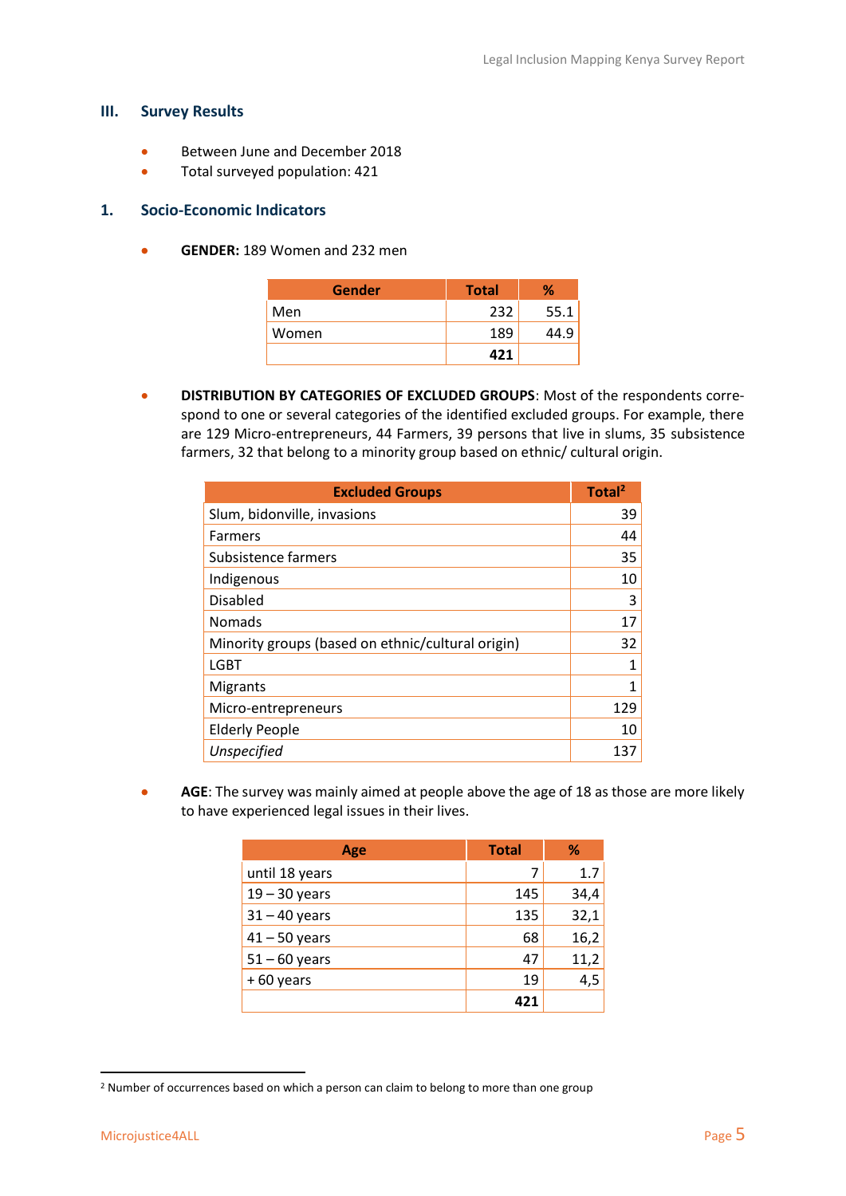## III. Survey Results

- Between June and December 2018
- Total surveyed population: 421

### 1. Socio-Economic Indicators

- **GENDER:** 189 Women and 232 men

| Gender | Total | % |
|---|---|---|
| Men | 232 | 55.1 |
| Women | 189 | 44.9 |
| | **421** | |

- **DISTRIBUTION BY CATEGORIES OF EXCLUDED GROUPS**: Most of the respondents correspond to one or several categories of the identified excluded groups. For example, there are 129 Micro-entrepreneurs, 44 Farmers, 39 persons that live in slums, 35 subsistence farmers, 32 that belong to a minority group based on ethnic/ cultural origin.

| Excluded Groups | Total[2] |
|---|---|
| Slum, bidonville, invasions | 39 |
| Farmers | 44 |
| Subsistence farmers | 35 |
| Indigenous | 10 |
| Disabled | 3 |
| Nomads | 17 |
| Minority groups (based on ethnic/cultural origin) | 32 |
| LGBT | 1 |
| Migrants | 1 |
| Micro-entrepreneurs | 129 |
| Elderly People | 10 |
| *Unspecified* | 137 |

- **AGE**: The survey was mainly aimed at people above the age of 18 as those are more likely to have experienced legal issues in their lives.

| Age | Total | % |
|---|---|---|
| until 18 years | 7 | 1.7 |
| 19 – 30 years | 145 | 34,4 |
| 31 – 40 years | 135 | 32,1 |
| 41 – 50 years | 68 | 16,2 |
| 51 – 60 years | 47 | 11,2 |
| + 60 years | 19 | 4,5 |
| | **421** | |

[2] Number of occurrences based on which a person can claim to belong to more than one group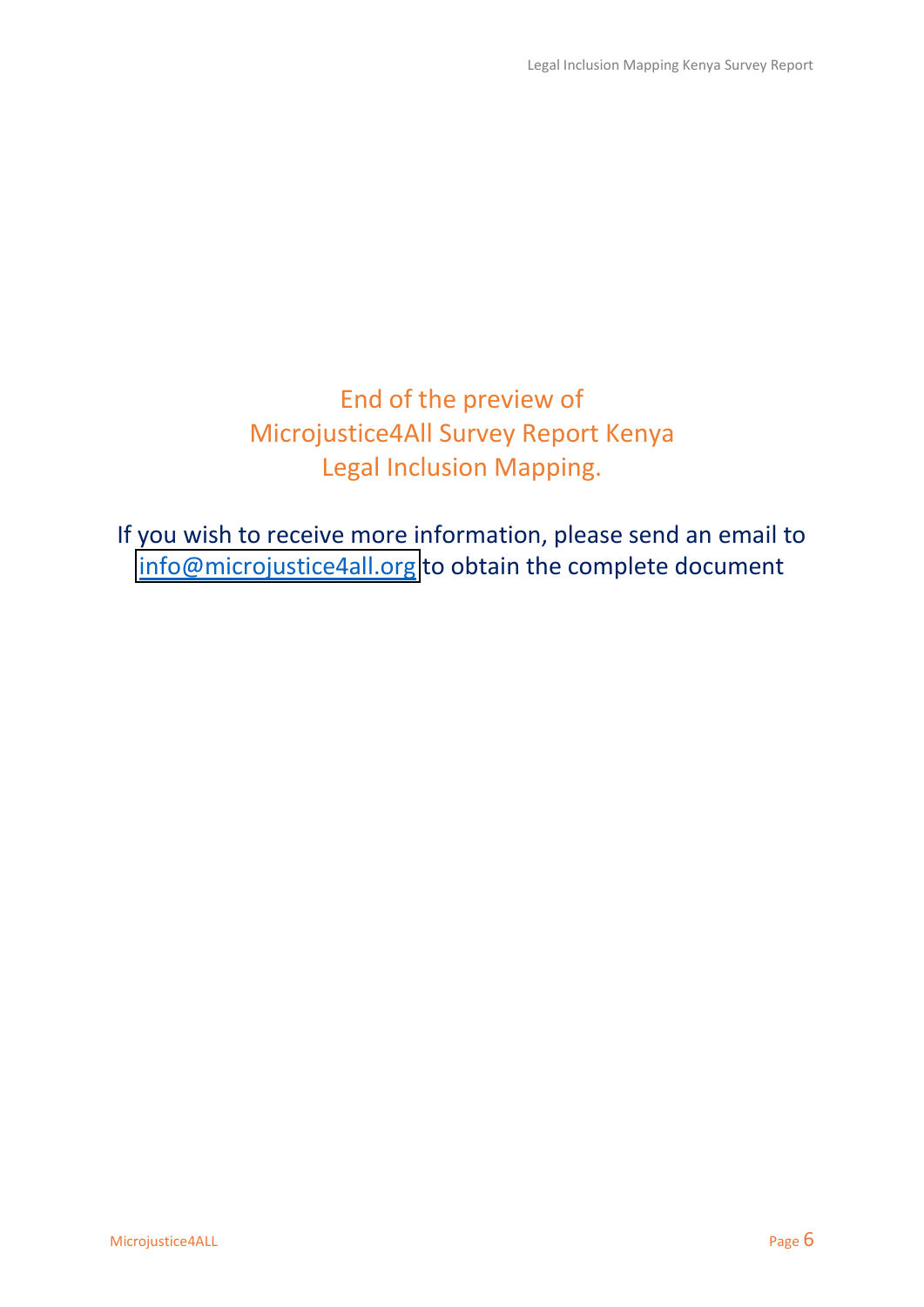End of the preview of
Microjustice4All Survey Report Kenya
Legal Inclusion Mapping.

If you wish to receive more information, please send an email to [info@microjustice4all.org](mailto:info@microjustice4all.org) to obtain the complete document